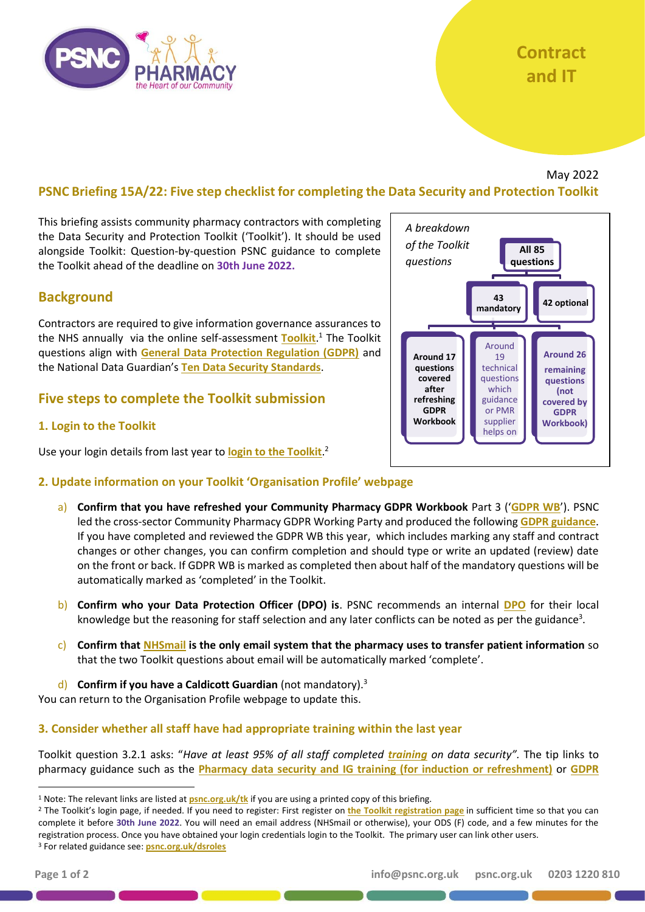Contract and IT

May 2022

# PSNC Briefing 15A/22: Five step checklist for completing the Data Security and Protection Toolkit

This briefing assists community pharmacy contractors with completing the Data Security and Protection Toolkit ('Toolkit'). It should be used alongside Toolkit: Question-by-question PSNC guidance to complete the Toolkit ahead of the deadline on **30th June 2022.**

*A breakdown of the Toolkit questions*

- **All 85 questions**
  - **43 mandatory**
    - **Around 17 questions covered after refreshing GDPR Workbook**
    - Around 19 technical questions which guidance or PMR supplier helps on
  - **42 optional**
    - **Around 26 remaining questions (not covered by GDPR Workbook)**

## Background

Contractors are required to give information governance assurances to the NHS annually via the online self-assessment **Toolkit**.[1] The Toolkit questions align with **General Data Protection Regulation (GDPR)** and the National Data Guardian's **Ten Data Security Standards**.

## Five steps to complete the Toolkit submission

### 1. Login to the Toolkit

Use your login details from last year to **login to the Toolkit**.[2]

### 2. Update information on your Toolkit 'Organisation Profile' webpage

a) **Confirm that you have refreshed your Community Pharmacy GDPR Workbook** Part 3 ('**GDPR WB**'). PSNC led the cross-sector Community Pharmacy GDPR Working Party and produced the following **GDPR guidance**. If you have completed and reviewed the GDPR WB this year, which includes marking any staff and contract changes or other changes, you can confirm completion and should type or write an updated (review) date on the front or back. If GDPR WB is marked as completed then about half of the mandatory questions will be automatically marked as 'completed' in the Toolkit.

b) **Confirm who your Data Protection Officer (DPO) is**. PSNC recommends an internal **DPO** for their local knowledge but the reasoning for staff selection and any later conflicts can be noted as per the guidance[3].

c) **Confirm that NHSmail is the only email system that the pharmacy uses to transfer patient information** so that the two Toolkit questions about email will be automatically marked 'complete'.

d) **Confirm if you have a Caldicott Guardian** (not mandatory).[3]

You can return to the Organisation Profile webpage to update this.

### 3. Consider whether all staff have had appropriate training within the last year

Toolkit question 3.2.1 asks: "*Have at least 95% of all staff completed **training** on data security"*. The tip links to pharmacy guidance such as the **Pharmacy data security and IG training (for induction or refreshment)** or **GDPR**

---

[1] Note: The relevant links are listed at **psnc.org.uk/tk** if you are using a printed copy of this briefing.

[2] The Toolkit's login page, if needed. If you need to register: First register on **the Toolkit registration page** in sufficient time so that you can complete it before **30th June 2022**. You will need an email address (NHSmail or otherwise), your ODS (F) code, and a few minutes for the registration process. Once you have obtained your login credentials login to the Toolkit. The primary user can link other users.

[3] For related guidance see: **psnc.org.uk/dsroles**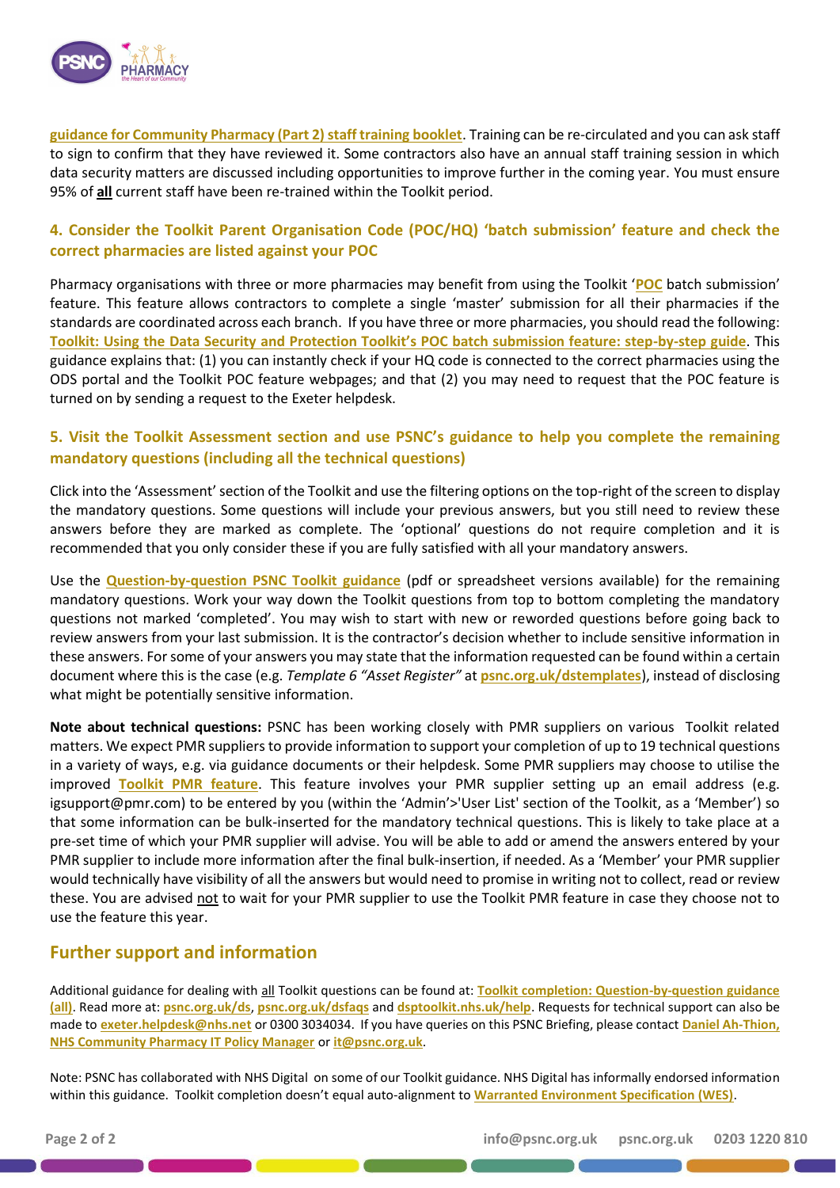guidance for Community Pharmacy (Part 2) staff training booklet. Training can be re-circulated and you can ask staff to sign to confirm that they have reviewed it. Some contractors also have an annual staff training session in which data security matters are discussed including opportunities to improve further in the coming year. You must ensure 95% of **all** current staff have been re-trained within the Toolkit period.

### 4. Consider the Toolkit Parent Organisation Code (POC/HQ) 'batch submission' feature and check the correct pharmacies are listed against your POC

Pharmacy organisations with three or more pharmacies may benefit from using the Toolkit '**POC** batch submission' feature. This feature allows contractors to complete a single 'master' submission for all their pharmacies if the standards are coordinated across each branch. If you have three or more pharmacies, you should read the following: **Toolkit: Using the Data Security and Protection Toolkit's POC batch submission feature: step-by-step guide**. This guidance explains that: (1) you can instantly check if your HQ code is connected to the correct pharmacies using the ODS portal and the Toolkit POC feature webpages; and that (2) you may need to request that the POC feature is turned on by sending a request to the Exeter helpdesk.

### 5. Visit the Toolkit Assessment section and use PSNC's guidance to help you complete the remaining mandatory questions (including all the technical questions)

Click into the 'Assessment' section of the Toolkit and use the filtering options on the top-right of the screen to display the mandatory questions. Some questions will include your previous answers, but you still need to review these answers before they are marked as complete. The 'optional' questions do not require completion and it is recommended that you only consider these if you are fully satisfied with all your mandatory answers.

Use the **Question-by-question PSNC Toolkit guidance** (pdf or spreadsheet versions available) for the remaining mandatory questions. Work your way down the Toolkit questions from top to bottom completing the mandatory questions not marked 'completed'. You may wish to start with new or reworded questions before going back to review answers from your last submission. It is the contractor's decision whether to include sensitive information in these answers. For some of your answers you may state that the information requested can be found within a certain document where this is the case (e.g. *Template 6 "Asset Register"* at **psnc.org.uk/dstemplates**), instead of disclosing what might be potentially sensitive information.

**Note about technical questions:** PSNC has been working closely with PMR suppliers on various Toolkit related matters. We expect PMR suppliers to provide information to support your completion of up to 19 technical questions in a variety of ways, e.g. via guidance documents or their helpdesk. Some PMR suppliers may choose to utilise the improved **Toolkit PMR feature**. This feature involves your PMR supplier setting up an email address (e.g. igsupport@pmr.com) to be entered by you (within the 'Admin'>'User List' section of the Toolkit, as a 'Member') so that some information can be bulk-inserted for the mandatory technical questions. This is likely to take place at a pre-set time of which your PMR supplier will advise. You will be able to add or amend the answers entered by your PMR supplier to include more information after the final bulk-insertion, if needed. As a 'Member' your PMR supplier would technically have visibility of all the answers but would need to promise in writing not to collect, read or review these. You are advised not to wait for your PMR supplier to use the Toolkit PMR feature in case they choose not to use the feature this year.

## Further support and information

Additional guidance for dealing with all Toolkit questions can be found at: **Toolkit completion: Question-by-question guidance (all)**. Read more at: **psnc.org.uk/ds**, **psnc.org.uk/dsfaqs** and **dsptoolkit.nhs.uk/help**. Requests for technical support can also be made to **exeter.helpdesk@nhs.net** or 0300 3034034. If you have queries on this PSNC Briefing, please contact **Daniel Ah-Thion, NHS Community Pharmacy IT Policy Manager** or **it@psnc.org.uk**.

Note: PSNC has collaborated with NHS Digital on some of our Toolkit guidance. NHS Digital has informally endorsed information within this guidance. Toolkit completion doesn't equal auto-alignment to **Warranted Environment Specification (WES)**.